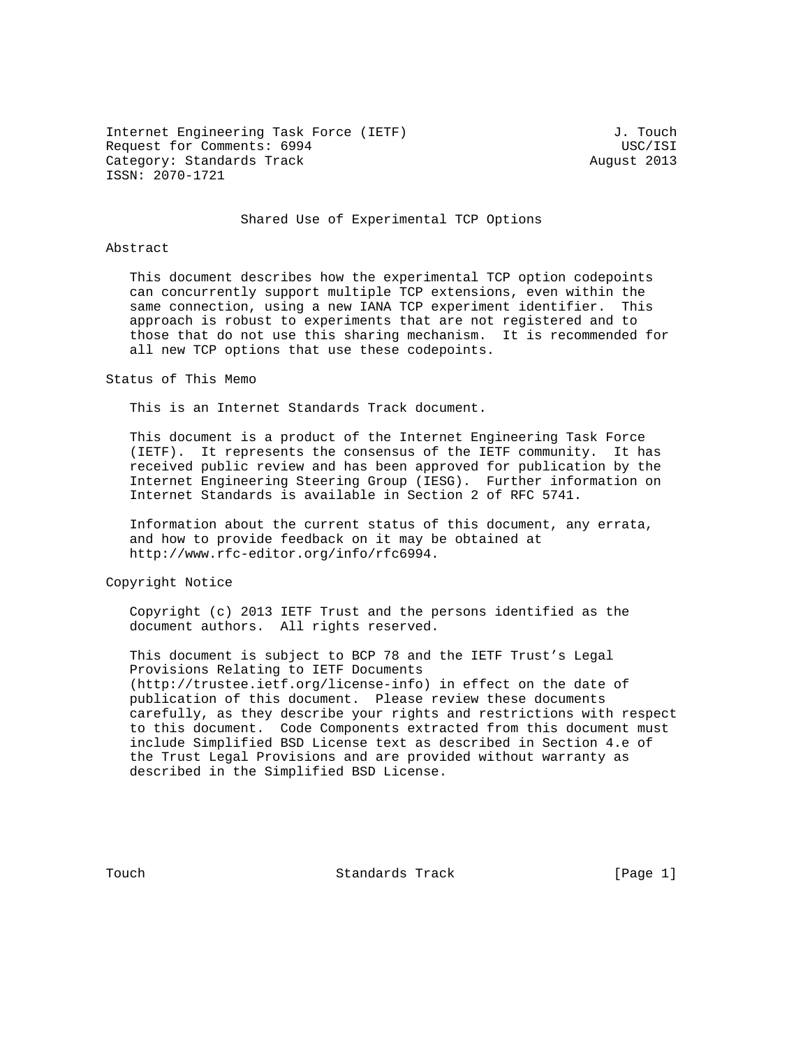Internet Engineering Task Force (IETF) J. Touch
Request for Comments: 6994 USC/ISI
Category: Standards Track August 2013
ISSN: 2070-1721

# Shared Use of Experimental TCP Options

## Abstract

This document describes how the experimental TCP option codepoints can concurrently support multiple TCP extensions, even within the same connection, using a new IANA TCP experiment identifier. This approach is robust to experiments that are not registered and to those that do not use this sharing mechanism. It is recommended for all new TCP options that use these codepoints.

## Status of This Memo

This is an Internet Standards Track document.

This document is a product of the Internet Engineering Task Force (IETF). It represents the consensus of the IETF community. It has received public review and has been approved for publication by the Internet Engineering Steering Group (IESG). Further information on Internet Standards is available in Section 2 of RFC 5741.

Information about the current status of this document, any errata, and how to provide feedback on it may be obtained at http://www.rfc-editor.org/info/rfc6994.

## Copyright Notice

Copyright (c) 2013 IETF Trust and the persons identified as the document authors. All rights reserved.

This document is subject to BCP 78 and the IETF Trust's Legal Provisions Relating to IETF Documents (http://trustee.ietf.org/license-info) in effect on the date of publication of this document. Please review these documents carefully, as they describe your rights and restrictions with respect to this document. Code Components extracted from this document must include Simplified BSD License text as described in Section 4.e of the Trust Legal Provisions and are provided without warranty as described in the Simplified BSD License.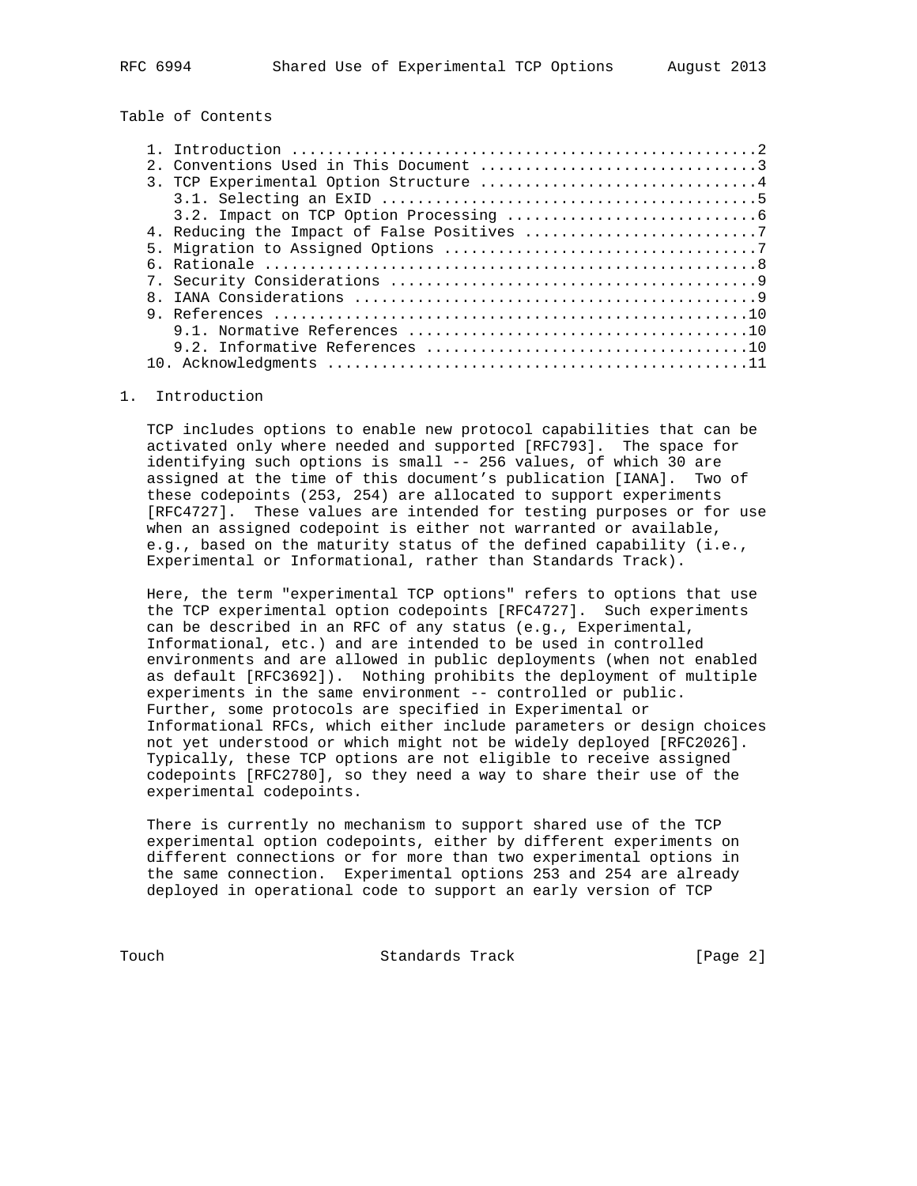Table of Contents

1. Introduction ....................................................2
2. Conventions Used in This Document ..............................3
3. TCP Experimental Option Structure ..............................4
   3.1. Selecting an ExID .........................................5
   3.2. Impact on TCP Option Processing ...........................6
4. Reducing the Impact of False Positives .........................7
5. Migration to Assigned Options ..................................7
6. Rationale ......................................................8
7. Security Considerations ........................................9
8. IANA Considerations ............................................9
9. References ....................................................10
   9.1. Normative References .....................................10
   9.2. Informative References ...................................10
10. Acknowledgments ..............................................11

## 1. Introduction

TCP includes options to enable new protocol capabilities that can be activated only where needed and supported [RFC793]. The space for identifying such options is small -- 256 values, of which 30 are assigned at the time of this document's publication [IANA]. Two of these codepoints (253, 254) are allocated to support experiments [RFC4727]. These values are intended for testing purposes or for use when an assigned codepoint is either not warranted or available, e.g., based on the maturity status of the defined capability (i.e., Experimental or Informational, rather than Standards Track).

Here, the term "experimental TCP options" refers to options that use the TCP experimental option codepoints [RFC4727]. Such experiments can be described in an RFC of any status (e.g., Experimental, Informational, etc.) and are intended to be used in controlled environments and are allowed in public deployments (when not enabled as default [RFC3692]). Nothing prohibits the deployment of multiple experiments in the same environment -- controlled or public. Further, some protocols are specified in Experimental or Informational RFCs, which either include parameters or design choices not yet understood or which might not be widely deployed [RFC2026]. Typically, these TCP options are not eligible to receive assigned codepoints [RFC2780], so they need a way to share their use of the experimental codepoints.

There is currently no mechanism to support shared use of the TCP experimental option codepoints, either by different experiments on different connections or for more than two experimental options in the same connection. Experimental options 253 and 254 are already deployed in operational code to support an early version of TCP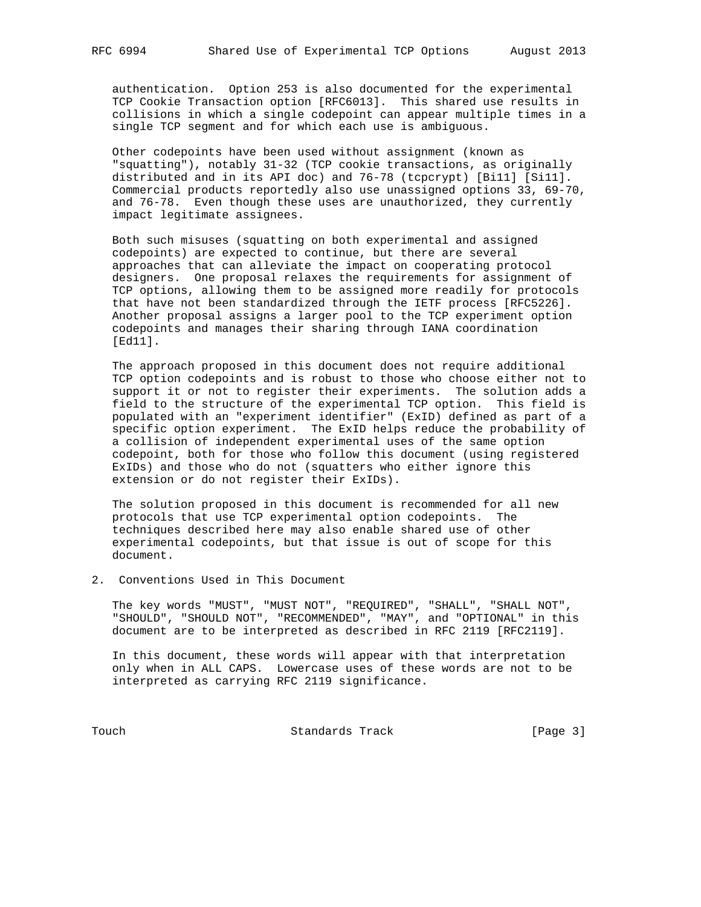authentication. Option 253 is also documented for the experimental TCP Cookie Transaction option [RFC6013]. This shared use results in collisions in which a single codepoint can appear multiple times in a single TCP segment and for which each use is ambiguous.

Other codepoints have been used without assignment (known as "squatting"), notably 31-32 (TCP cookie transactions, as originally distributed and in its API doc) and 76-78 (tcpcrypt) [Bi11] [Si11]. Commercial products reportedly also use unassigned options 33, 69-70, and 76-78. Even though these uses are unauthorized, they currently impact legitimate assignees.

Both such misuses (squatting on both experimental and assigned codepoints) are expected to continue, but there are several approaches that can alleviate the impact on cooperating protocol designers. One proposal relaxes the requirements for assignment of TCP options, allowing them to be assigned more readily for protocols that have not been standardized through the IETF process [RFC5226]. Another proposal assigns a larger pool to the TCP experiment option codepoints and manages their sharing through IANA coordination [Ed11].

The approach proposed in this document does not require additional TCP option codepoints and is robust to those who choose either not to support it or not to register their experiments. The solution adds a field to the structure of the experimental TCP option. This field is populated with an "experiment identifier" (ExID) defined as part of a specific option experiment. The ExID helps reduce the probability of a collision of independent experimental uses of the same option codepoint, both for those who follow this document (using registered ExIDs) and those who do not (squatters who either ignore this extension or do not register their ExIDs).

The solution proposed in this document is recommended for all new protocols that use TCP experimental option codepoints. The techniques described here may also enable shared use of other experimental codepoints, but that issue is out of scope for this document.

## 2. Conventions Used in This Document

The key words "MUST", "MUST NOT", "REQUIRED", "SHALL", "SHALL NOT", "SHOULD", "SHOULD NOT", "RECOMMENDED", "MAY", and "OPTIONAL" in this document are to be interpreted as described in RFC 2119 [RFC2119].

In this document, these words will appear with that interpretation only when in ALL CAPS. Lowercase uses of these words are not to be interpreted as carrying RFC 2119 significance.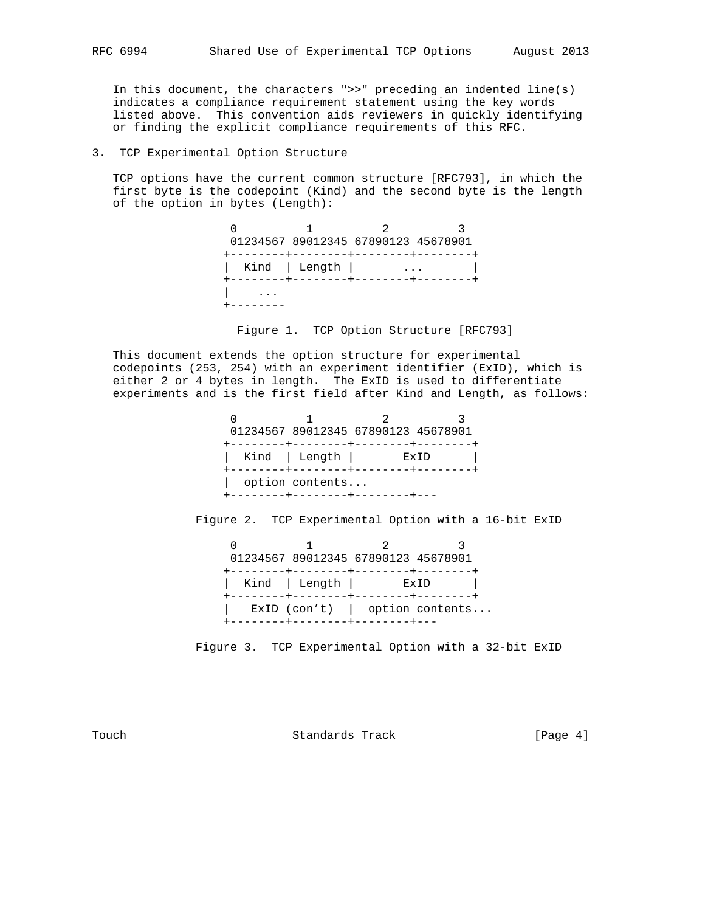In this document, the characters ">>" preceding an indented line(s) indicates a compliance requirement statement using the key words listed above. This convention aids reviewers in quickly identifying or finding the explicit compliance requirements of this RFC.

## 3. TCP Experimental Option Structure

TCP options have the current common structure [RFC793], in which the first byte is the codepoint (Kind) and the second byte is the length of the option in bytes (Length):

```
 0         1         2         3
 01234567 89012345 67890123 45678901
+--------+--------+--------+--------+
|  Kind  | Length |       ...       |
+--------+--------+--------+--------+
|    ...
+--------
```

Figure 1. TCP Option Structure [RFC793]

This document extends the option structure for experimental codepoints (253, 254) with an experiment identifier (ExID), which is either 2 or 4 bytes in length. The ExID is used to differentiate experiments and is the first field after Kind and Length, as follows:

```
 0         1         2         3
 01234567 89012345 67890123 45678901
+--------+--------+--------+--------+
|  Kind  | Length |       ExID      |
+--------+--------+--------+--------+
|  option contents...
+--------+--------+--------+---
```

Figure 2. TCP Experimental Option with a 16-bit ExID

```
 0         1         2         3
 01234567 89012345 67890123 45678901
+--------+--------+--------+--------+
|  Kind  | Length |       ExID      |
+--------+--------+--------+--------+
|   ExID (con't)  |  option contents...
+--------+--------+--------+---
```

Figure 3. TCP Experimental Option with a 32-bit ExID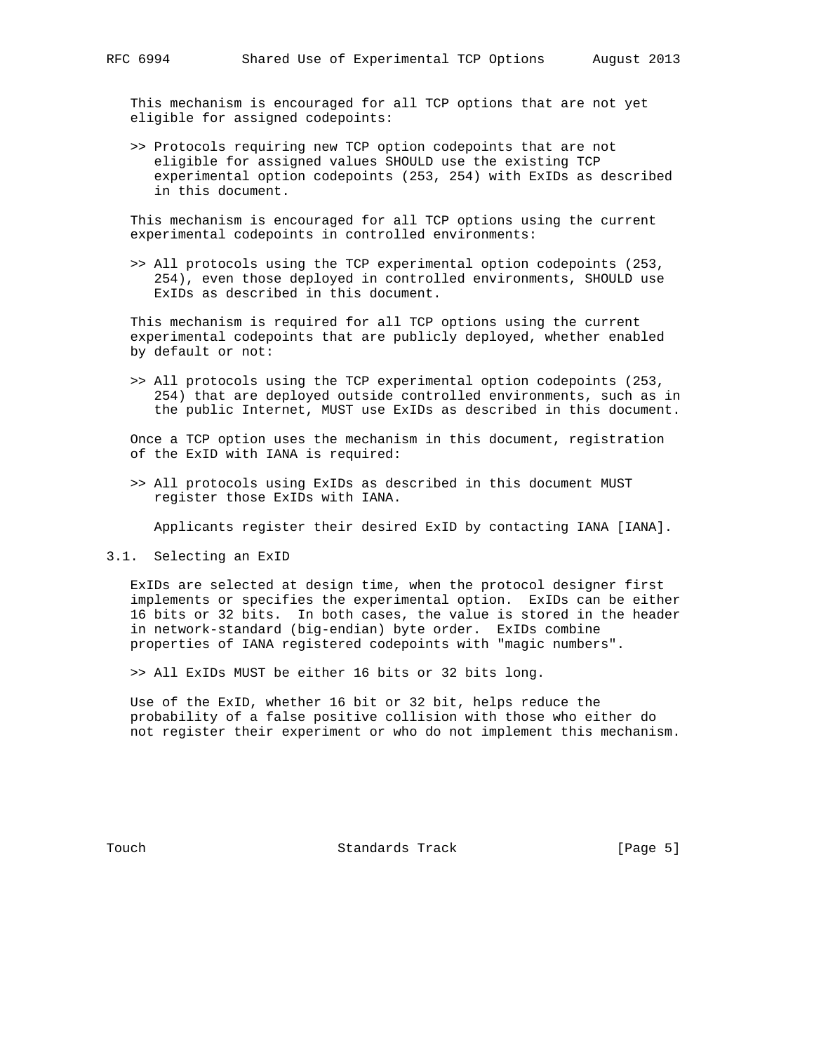This mechanism is encouraged for all TCP options that are not yet eligible for assigned codepoints:

>> Protocols requiring new TCP option codepoints that are not eligible for assigned values SHOULD use the existing TCP experimental option codepoints (253, 254) with ExIDs as described in this document.

This mechanism is encouraged for all TCP options using the current experimental codepoints in controlled environments:

>> All protocols using the TCP experimental option codepoints (253, 254), even those deployed in controlled environments, SHOULD use ExIDs as described in this document.

This mechanism is required for all TCP options using the current experimental codepoints that are publicly deployed, whether enabled by default or not:

>> All protocols using the TCP experimental option codepoints (253, 254) that are deployed outside controlled environments, such as in the public Internet, MUST use ExIDs as described in this document.

Once a TCP option uses the mechanism in this document, registration of the ExID with IANA is required:

>> All protocols using ExIDs as described in this document MUST register those ExIDs with IANA.

Applicants register their desired ExID by contacting IANA [IANA].

## 3.1. Selecting an ExID

ExIDs are selected at design time, when the protocol designer first implements or specifies the experimental option. ExIDs can be either 16 bits or 32 bits. In both cases, the value is stored in the header in network-standard (big-endian) byte order. ExIDs combine properties of IANA registered codepoints with "magic numbers".

>> All ExIDs MUST be either 16 bits or 32 bits long.

Use of the ExID, whether 16 bit or 32 bit, helps reduce the probability of a false positive collision with those who either do not register their experiment or who do not implement this mechanism.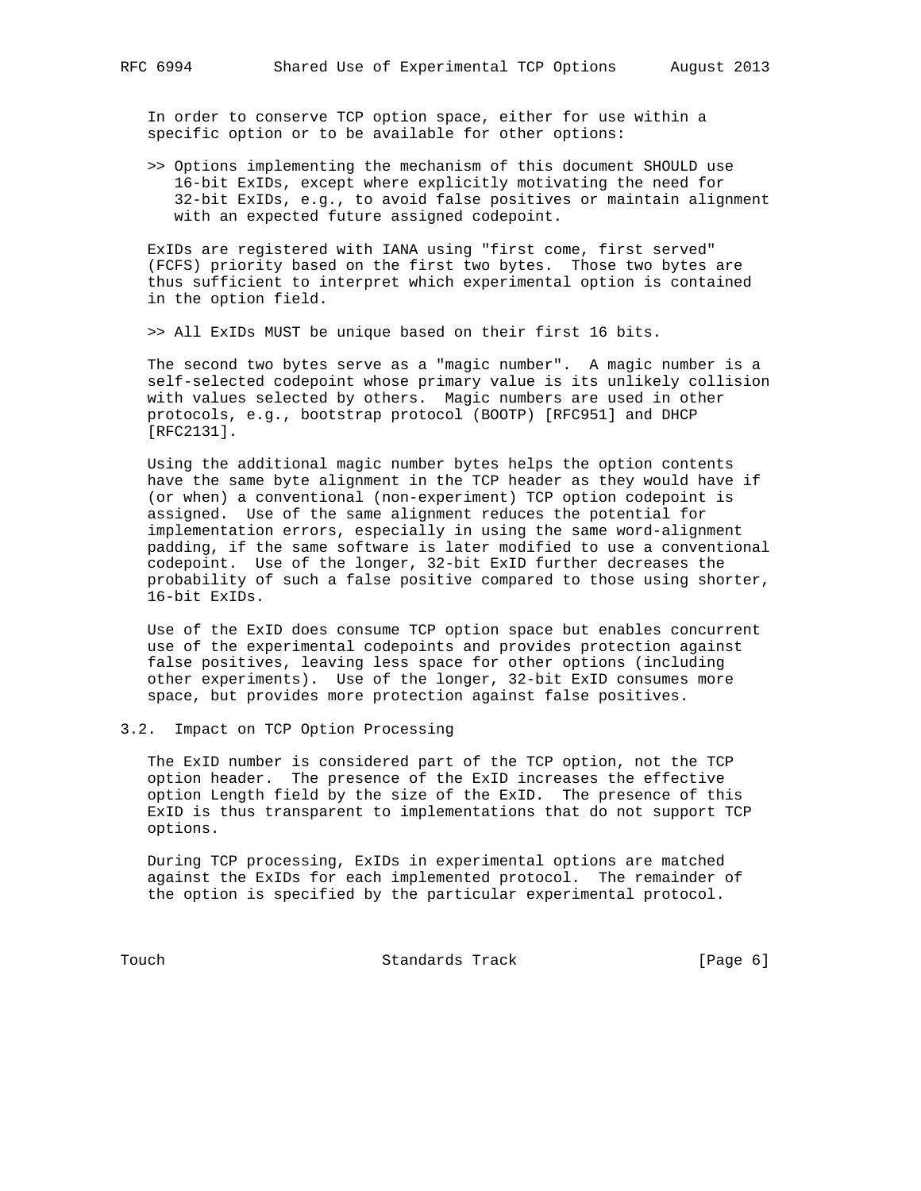In order to conserve TCP option space, either for use within a specific option or to be available for other options:

>> Options implementing the mechanism of this document SHOULD use 16-bit ExIDs, except where explicitly motivating the need for 32-bit ExIDs, e.g., to avoid false positives or maintain alignment with an expected future assigned codepoint.

ExIDs are registered with IANA using "first come, first served" (FCFS) priority based on the first two bytes. Those two bytes are thus sufficient to interpret which experimental option is contained in the option field.

>> All ExIDs MUST be unique based on their first 16 bits.

The second two bytes serve as a "magic number". A magic number is a self-selected codepoint whose primary value is its unlikely collision with values selected by others. Magic numbers are used in other protocols, e.g., bootstrap protocol (BOOTP) [RFC951] and DHCP [RFC2131].

Using the additional magic number bytes helps the option contents have the same byte alignment in the TCP header as they would have if (or when) a conventional (non-experiment) TCP option codepoint is assigned. Use of the same alignment reduces the potential for implementation errors, especially in using the same word-alignment padding, if the same software is later modified to use a conventional codepoint. Use of the longer, 32-bit ExID further decreases the probability of such a false positive compared to those using shorter, 16-bit ExIDs.

Use of the ExID does consume TCP option space but enables concurrent use of the experimental codepoints and provides protection against false positives, leaving less space for other options (including other experiments). Use of the longer, 32-bit ExID consumes more space, but provides more protection against false positives.

## 3.2. Impact on TCP Option Processing

The ExID number is considered part of the TCP option, not the TCP option header. The presence of the ExID increases the effective option Length field by the size of the ExID. The presence of this ExID is thus transparent to implementations that do not support TCP options.

During TCP processing, ExIDs in experimental options are matched against the ExIDs for each implemented protocol. The remainder of the option is specified by the particular experimental protocol.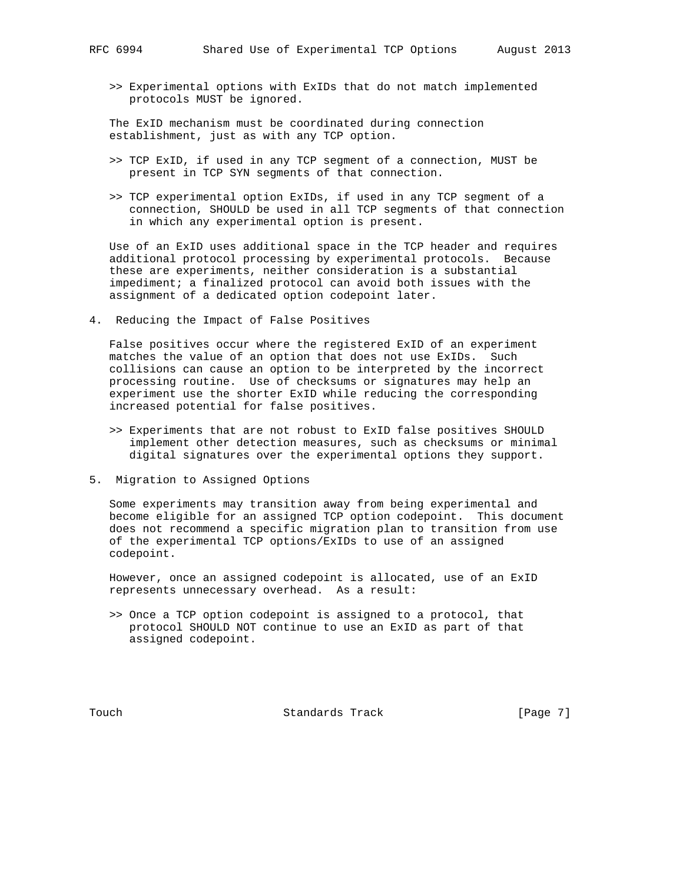>> Experimental options with ExIDs that do not match implemented protocols MUST be ignored.

The ExID mechanism must be coordinated during connection establishment, just as with any TCP option.

>> TCP ExID, if used in any TCP segment of a connection, MUST be present in TCP SYN segments of that connection.

>> TCP experimental option ExIDs, if used in any TCP segment of a connection, SHOULD be used in all TCP segments of that connection in which any experimental option is present.

Use of an ExID uses additional space in the TCP header and requires additional protocol processing by experimental protocols. Because these are experiments, neither consideration is a substantial impediment; a finalized protocol can avoid both issues with the assignment of a dedicated option codepoint later.

## 4. Reducing the Impact of False Positives

False positives occur where the registered ExID of an experiment matches the value of an option that does not use ExIDs. Such collisions can cause an option to be interpreted by the incorrect processing routine. Use of checksums or signatures may help an experiment use the shorter ExID while reducing the corresponding increased potential for false positives.

>> Experiments that are not robust to ExID false positives SHOULD implement other detection measures, such as checksums or minimal digital signatures over the experimental options they support.

## 5. Migration to Assigned Options

Some experiments may transition away from being experimental and become eligible for an assigned TCP option codepoint. This document does not recommend a specific migration plan to transition from use of the experimental TCP options/ExIDs to use of an assigned codepoint.

However, once an assigned codepoint is allocated, use of an ExID represents unnecessary overhead. As a result:

>> Once a TCP option codepoint is assigned to a protocol, that protocol SHOULD NOT continue to use an ExID as part of that assigned codepoint.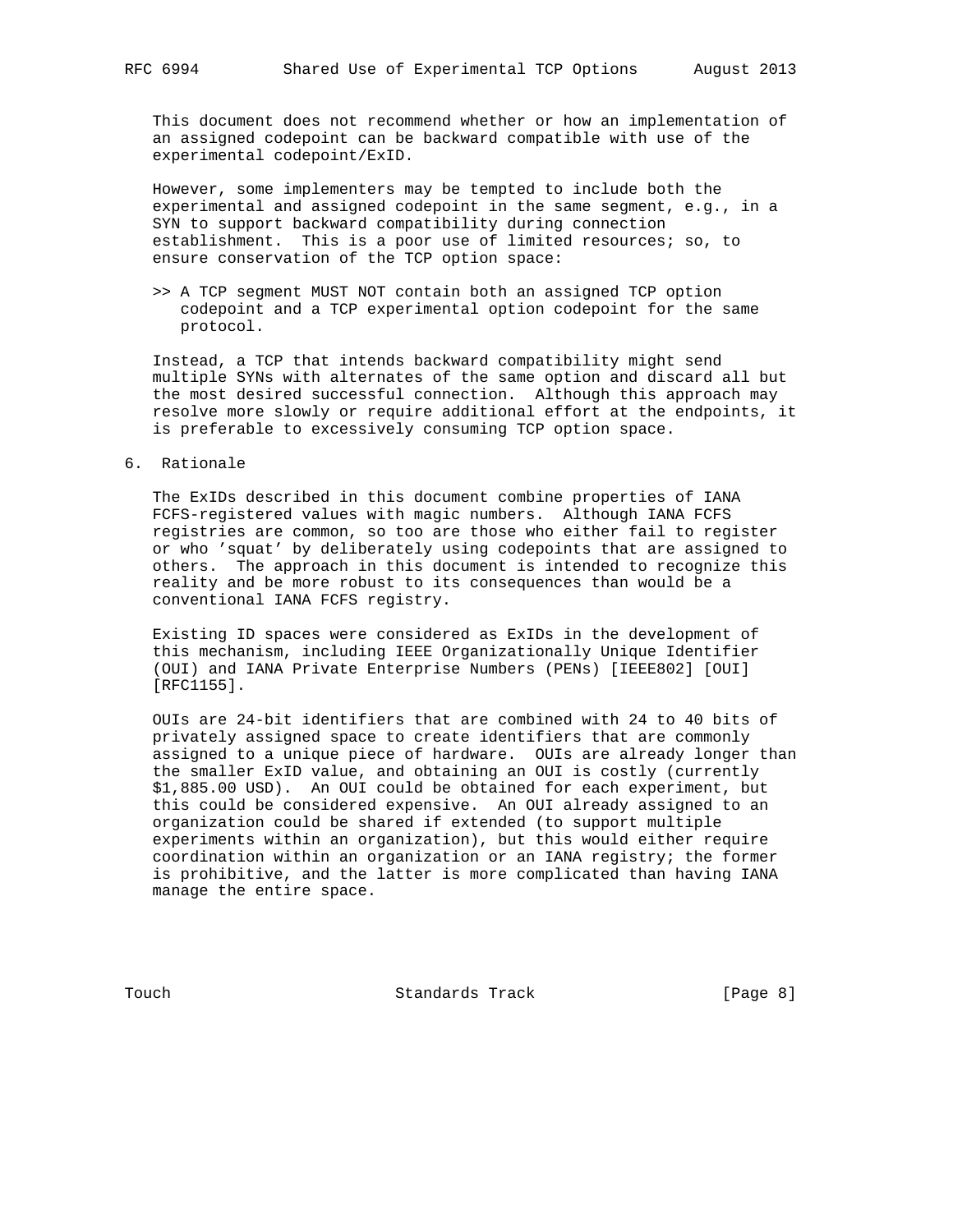This document does not recommend whether or how an implementation of an assigned codepoint can be backward compatible with use of the experimental codepoint/ExID.

However, some implementers may be tempted to include both the experimental and assigned codepoint in the same segment, e.g., in a SYN to support backward compatibility during connection establishment. This is a poor use of limited resources; so, to ensure conservation of the TCP option space:

>> A TCP segment MUST NOT contain both an assigned TCP option codepoint and a TCP experimental option codepoint for the same protocol.

Instead, a TCP that intends backward compatibility might send multiple SYNs with alternates of the same option and discard all but the most desired successful connection. Although this approach may resolve more slowly or require additional effort at the endpoints, it is preferable to excessively consuming TCP option space.

## 6. Rationale

The ExIDs described in this document combine properties of IANA FCFS-registered values with magic numbers. Although IANA FCFS registries are common, so too are those who either fail to register or who 'squat' by deliberately using codepoints that are assigned to others. The approach in this document is intended to recognize this reality and be more robust to its consequences than would be a conventional IANA FCFS registry.

Existing ID spaces were considered as ExIDs in the development of this mechanism, including IEEE Organizationally Unique Identifier (OUI) and IANA Private Enterprise Numbers (PENs) [IEEE802] [OUI] [RFC1155].

OUIs are 24-bit identifiers that are combined with 24 to 40 bits of privately assigned space to create identifiers that are commonly assigned to a unique piece of hardware. OUIs are already longer than the smaller ExID value, and obtaining an OUI is costly (currently $1,885.00 USD). An OUI could be obtained for each experiment, but this could be considered expensive. An OUI already assigned to an organization could be shared if extended (to support multiple experiments within an organization), but this would either require coordination within an organization or an IANA registry; the former is prohibitive, and the latter is more complicated than having IANA manage the entire space.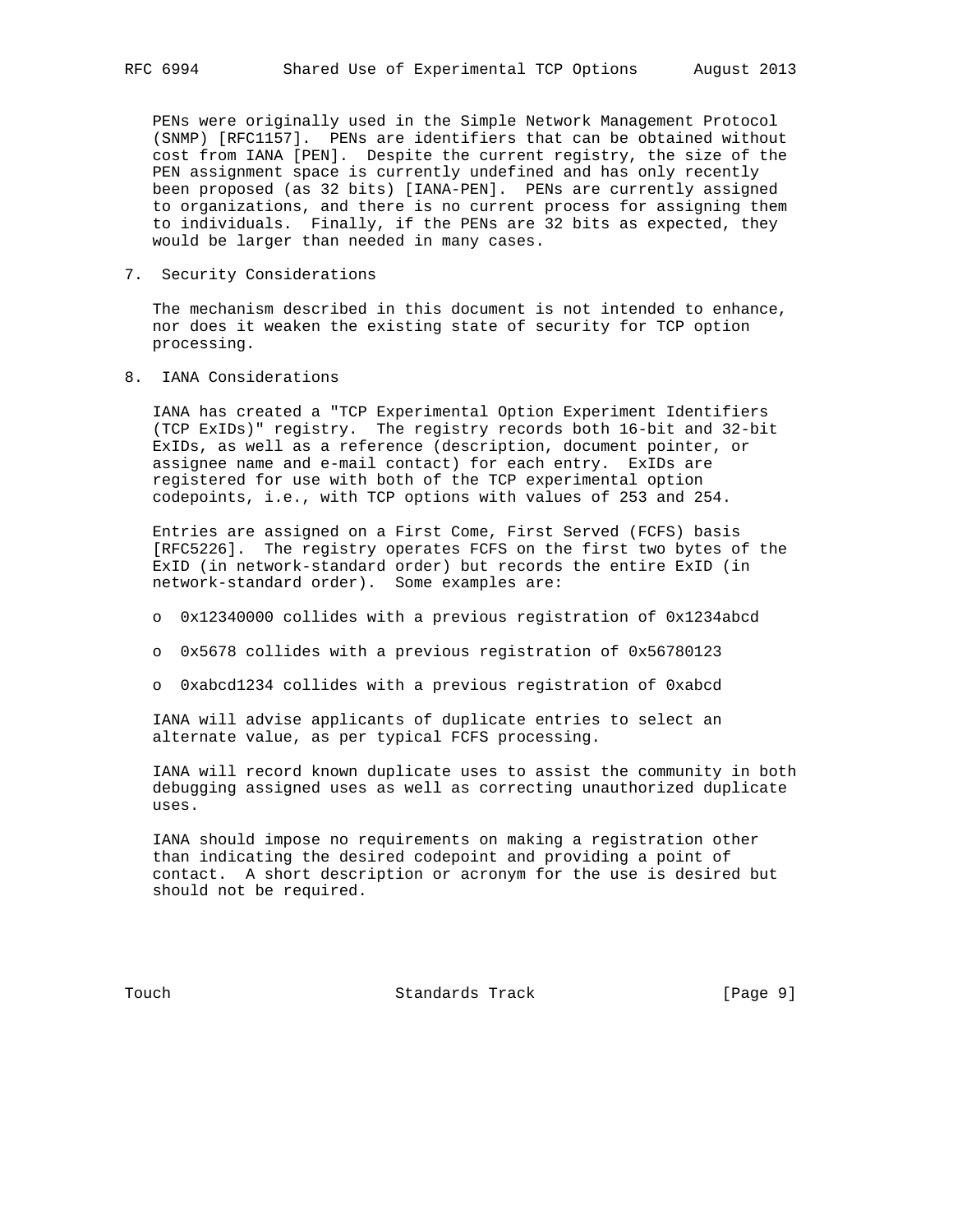PENs were originally used in the Simple Network Management Protocol (SNMP) [RFC1157]. PENs are identifiers that can be obtained without cost from IANA [PEN]. Despite the current registry, the size of the PEN assignment space is currently undefined and has only recently been proposed (as 32 bits) [IANA-PEN]. PENs are currently assigned to organizations, and there is no current process for assigning them to individuals. Finally, if the PENs are 32 bits as expected, they would be larger than needed in many cases.

## 7. Security Considerations

The mechanism described in this document is not intended to enhance, nor does it weaken the existing state of security for TCP option processing.

## 8. IANA Considerations

IANA has created a "TCP Experimental Option Experiment Identifiers (TCP ExIDs)" registry. The registry records both 16-bit and 32-bit ExIDs, as well as a reference (description, document pointer, or assignee name and e-mail contact) for each entry. ExIDs are registered for use with both of the TCP experimental option codepoints, i.e., with TCP options with values of 253 and 254.

Entries are assigned on a First Come, First Served (FCFS) basis [RFC5226]. The registry operates FCFS on the first two bytes of the ExID (in network-standard order) but records the entire ExID (in network-standard order). Some examples are:

- 0x12340000 collides with a previous registration of 0x1234abcd
- 0x5678 collides with a previous registration of 0x56780123
- 0xabcd1234 collides with a previous registration of 0xabcd

IANA will advise applicants of duplicate entries to select an alternate value, as per typical FCFS processing.

IANA will record known duplicate uses to assist the community in both debugging assigned uses as well as correcting unauthorized duplicate uses.

IANA should impose no requirements on making a registration other than indicating the desired codepoint and providing a point of contact. A short description or acronym for the use is desired but should not be required.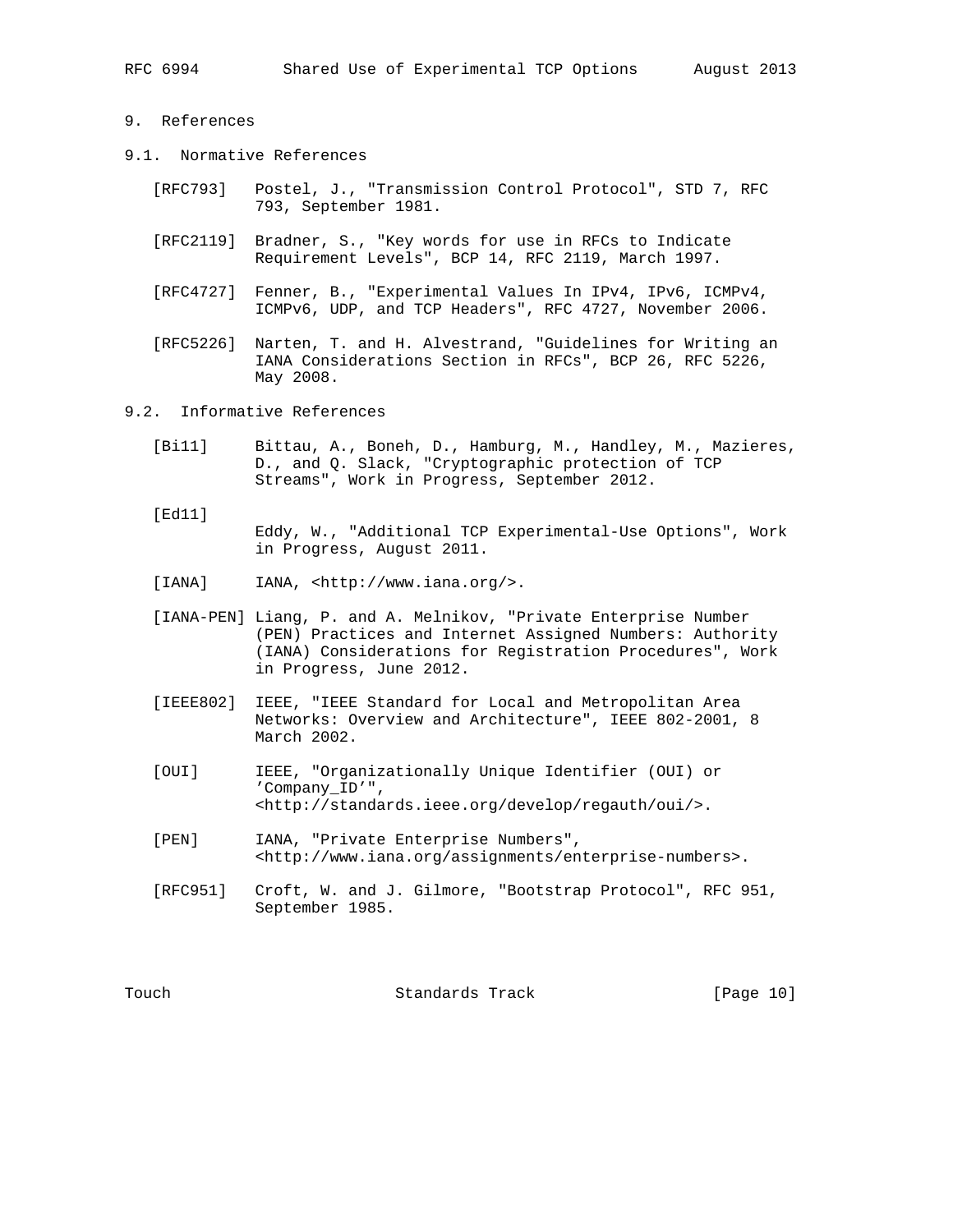## 9. References

### 9.1. Normative References

[RFC793] Postel, J., "Transmission Control Protocol", STD 7, RFC 793, September 1981.

[RFC2119] Bradner, S., "Key words for use in RFCs to Indicate Requirement Levels", BCP 14, RFC 2119, March 1997.

[RFC4727] Fenner, B., "Experimental Values In IPv4, IPv6, ICMPv4, ICMPv6, UDP, and TCP Headers", RFC 4727, November 2006.

[RFC5226] Narten, T. and H. Alvestrand, "Guidelines for Writing an IANA Considerations Section in RFCs", BCP 26, RFC 5226, May 2008.

### 9.2. Informative References

[Bi11] Bittau, A., Boneh, D., Hamburg, M., Handley, M., Mazieres, D., and Q. Slack, "Cryptographic protection of TCP Streams", Work in Progress, September 2012.

[Ed11] Eddy, W., "Additional TCP Experimental-Use Options", Work in Progress, August 2011.

[IANA] IANA, <http://www.iana.org/>.

[IANA-PEN] Liang, P. and A. Melnikov, "Private Enterprise Number (PEN) Practices and Internet Assigned Numbers: Authority (IANA) Considerations for Registration Procedures", Work in Progress, June 2012.

[IEEE802] IEEE, "IEEE Standard for Local and Metropolitan Area Networks: Overview and Architecture", IEEE 802-2001, 8 March 2002.

[OUI] IEEE, "Organizationally Unique Identifier (OUI) or 'Company_ID'", <http://standards.ieee.org/develop/regauth/oui/>.

[PEN] IANA, "Private Enterprise Numbers", <http://www.iana.org/assignments/enterprise-numbers>.

[RFC951] Croft, W. and J. Gilmore, "Bootstrap Protocol", RFC 951, September 1985.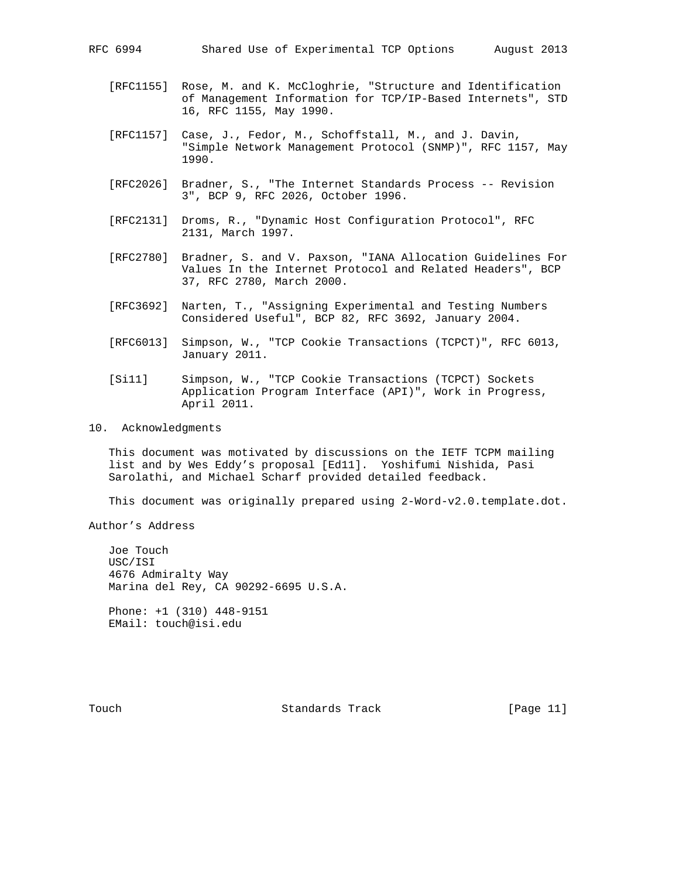[RFC1155] Rose, M. and K. McCloghrie, "Structure and Identification of Management Information for TCP/IP-Based Internets", STD 16, RFC 1155, May 1990.

[RFC1157] Case, J., Fedor, M., Schoffstall, M., and J. Davin, "Simple Network Management Protocol (SNMP)", RFC 1157, May 1990.

[RFC2026] Bradner, S., "The Internet Standards Process -- Revision 3", BCP 9, RFC 2026, October 1996.

[RFC2131] Droms, R., "Dynamic Host Configuration Protocol", RFC 2131, March 1997.

[RFC2780] Bradner, S. and V. Paxson, "IANA Allocation Guidelines For Values In the Internet Protocol and Related Headers", BCP 37, RFC 2780, March 2000.

[RFC3692] Narten, T., "Assigning Experimental and Testing Numbers Considered Useful", BCP 82, RFC 3692, January 2004.

[RFC6013] Simpson, W., "TCP Cookie Transactions (TCPCT)", RFC 6013, January 2011.

[Si11] Simpson, W., "TCP Cookie Transactions (TCPCT) Sockets Application Program Interface (API)", Work in Progress, April 2011.

## 10. Acknowledgments

This document was motivated by discussions on the IETF TCPM mailing list and by Wes Eddy's proposal [Ed11]. Yoshifumi Nishida, Pasi Sarolathi, and Michael Scharf provided detailed feedback.

This document was originally prepared using 2-Word-v2.0.template.dot.

## Author's Address

Joe Touch
USC/ISI
4676 Admiralty Way
Marina del Rey, CA 90292-6695 U.S.A.

Phone: +1 (310) 448-9151
EMail: touch@isi.edu